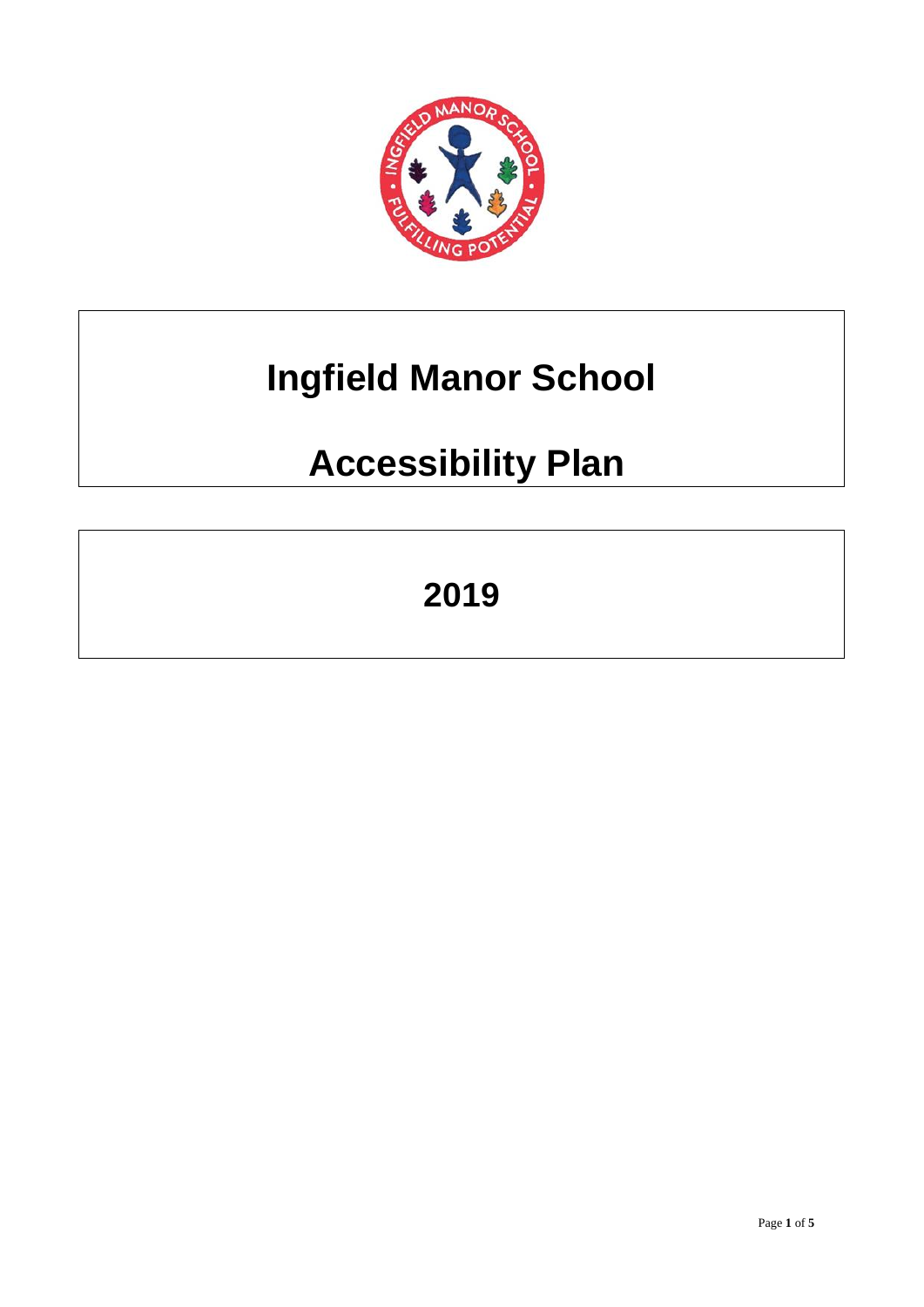# Ingfield Manor School

# Accessibility Plan

## 2019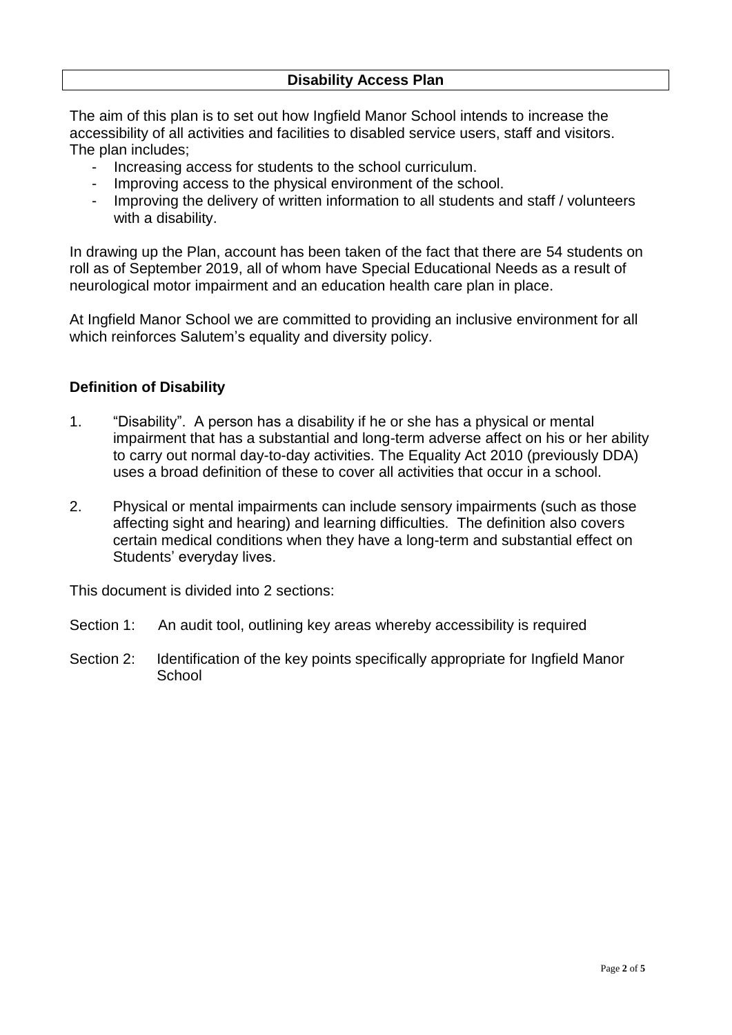## Disability Access Plan

The aim of this plan is to set out how Ingfield Manor School intends to increase the accessibility of all activities and facilities to disabled service users, staff and visitors. The plan includes;

- Increasing access for students to the school curriculum.
- Improving access to the physical environment of the school.
- Improving the delivery of written information to all students and staff / volunteers with a disability.

In drawing up the Plan, account has been taken of the fact that there are 54 students on roll as of September 2019, all of whom have Special Educational Needs as a result of neurological motor impairment and an education health care plan in place.

At Ingfield Manor School we are committed to providing an inclusive environment for all which reinforces Salutem's equality and diversity policy.

### Definition of Disability

1. "Disability". A person has a disability if he or she has a physical or mental impairment that has a substantial and long-term adverse affect on his or her ability to carry out normal day-to-day activities. The Equality Act 2010 (previously DDA) uses a broad definition of these to cover all activities that occur in a school.

2. Physical or mental impairments can include sensory impairments (such as those affecting sight and hearing) and learning difficulties. The definition also covers certain medical conditions when they have a long-term and substantial effect on Students' everyday lives.

This document is divided into 2 sections:

Section 1: An audit tool, outlining key areas whereby accessibility is required

Section 2: Identification of the key points specifically appropriate for Ingfield Manor School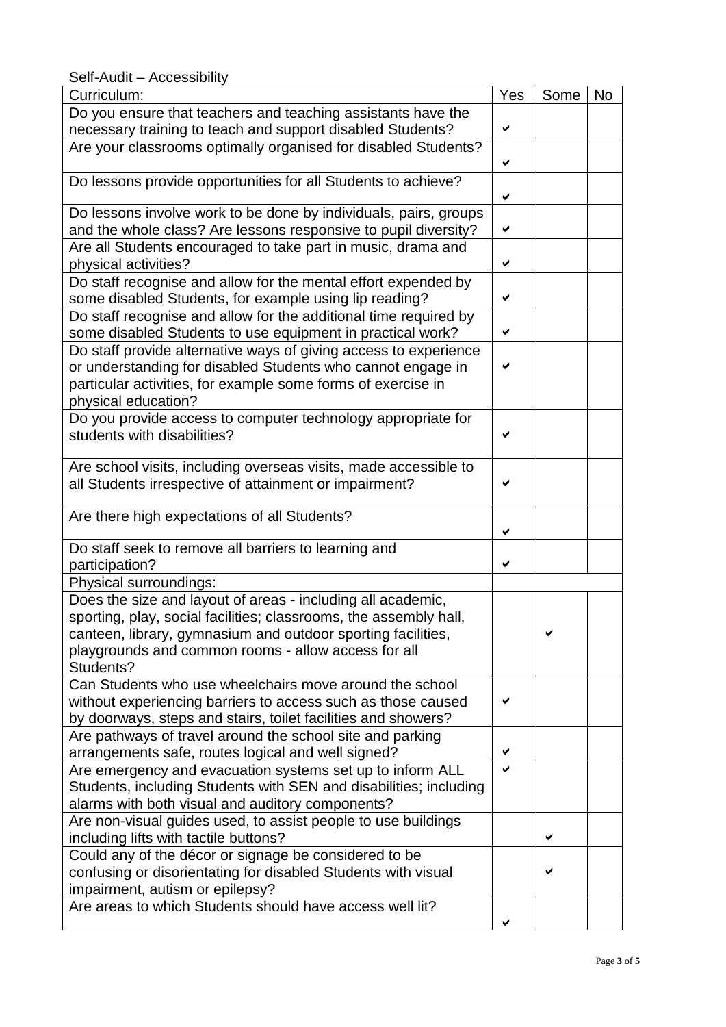Self-Audit – Accessibility

| Curriculum: | Yes | Some | No |
|---|---|---|---|
| Do you ensure that teachers and teaching assistants have the necessary training to teach and support disabled Students? | ✔ | | |
| Are your classrooms optimally organised for disabled Students? | ✔ | | |
| Do lessons provide opportunities for all Students to achieve? | ✔ | | |
| Do lessons involve work to be done by individuals, pairs, groups and the whole class? Are lessons responsive to pupil diversity? | ✔ | | |
| Are all Students encouraged to take part in music, drama and physical activities? | ✔ | | |
| Do staff recognise and allow for the mental effort expended by some disabled Students, for example using lip reading? | ✔ | | |
| Do staff recognise and allow for the additional time required by some disabled Students to use equipment in practical work? | ✔ | | |
| Do staff provide alternative ways of giving access to experience or understanding for disabled Students who cannot engage in particular activities, for example some forms of exercise in physical education? | ✔ | | |
| Do you provide access to computer technology appropriate for students with disabilities? | ✔ | | |
| Are school visits, including overseas visits, made accessible to all Students irrespective of attainment or impairment? | ✔ | | |
| Are there high expectations of all Students? | ✔ | | |
| Do staff seek to remove all barriers to learning and participation? | ✔ | | |
| Physical surroundings: | | | |
| Does the size and layout of areas - including all academic, sporting, play, social facilities; classrooms, the assembly hall, canteen, library, gymnasium and outdoor sporting facilities, playgrounds and common rooms - allow access for all Students? | | ✔ | |
| Can Students who use wheelchairs move around the school without experiencing barriers to access such as those caused by doorways, steps and stairs, toilet facilities and showers? | ✔ | | |
| Are pathways of travel around the school site and parking arrangements safe, routes logical and well signed? | ✔ | | |
| Are emergency and evacuation systems set up to inform ALL Students, including Students with SEN and disabilities; including alarms with both visual and auditory components? | ✔ | | |
| Are non-visual guides used, to assist people to use buildings including lifts with tactile buttons? | | ✔ | |
| Could any of the décor or signage be considered to be confusing or disorientating for disabled Students with visual impairment, autism or epilepsy? | | ✔ | |
| Are areas to which Students should have access well lit? | ✔ | | |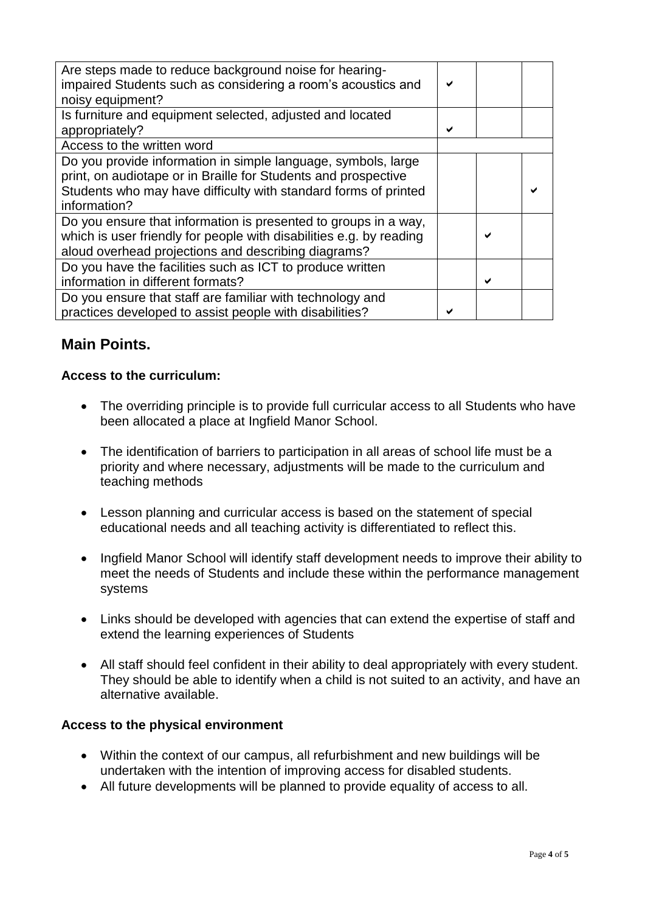| | | | |
|---|---|---|---|
| Are steps made to reduce background noise for hearing-impaired Students such as considering a room's acoustics and noisy equipment? | ✔ | | |
| Is furniture and equipment selected, adjusted and located appropriately? | ✔ | | |
| Access to the written word | | | |
| Do you provide information in simple language, symbols, large print, on audiotape or in Braille for Students and prospective Students who may have difficulty with standard forms of printed information? | | | ✔ |
| Do you ensure that information is presented to groups in a way, which is user friendly for people with disabilities e.g. by reading aloud overhead projections and describing diagrams? | | ✔ | |
| Do you have the facilities such as ICT to produce written information in different formats? | | ✔ | |
| Do you ensure that staff are familiar with technology and practices developed to assist people with disabilities? | ✔ | | |

## Main Points.

**Access to the curriculum:**

- The overriding principle is to provide full curricular access to all Students who have been allocated a place at Ingfield Manor School.
- The identification of barriers to participation in all areas of school life must be a priority and where necessary, adjustments will be made to the curriculum and teaching methods
- Lesson planning and curricular access is based on the statement of special educational needs and all teaching activity is differentiated to reflect this.
- Ingfield Manor School will identify staff development needs to improve their ability to meet the needs of Students and include these within the performance management systems
- Links should be developed with agencies that can extend the expertise of staff and extend the learning experiences of Students
- All staff should feel confident in their ability to deal appropriately with every student. They should be able to identify when a child is not suited to an activity, and have an alternative available.

**Access to the physical environment**

- Within the context of our campus, all refurbishment and new buildings will be undertaken with the intention of improving access for disabled students.
- All future developments will be planned to provide equality of access to all.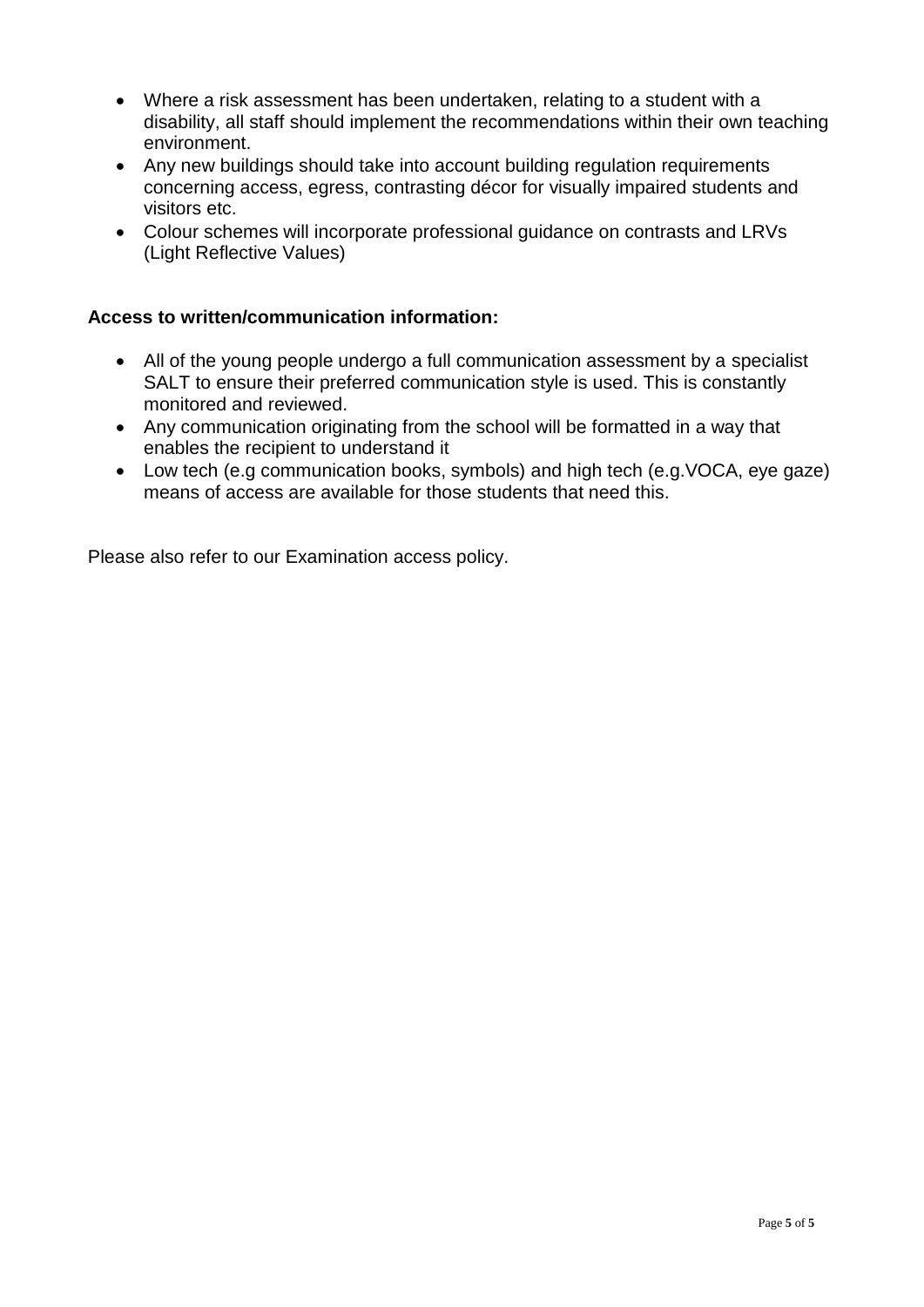- Where a risk assessment has been undertaken, relating to a student with a disability, all staff should implement the recommendations within their own teaching environment.
- Any new buildings should take into account building regulation requirements concerning access, egress, contrasting décor for visually impaired students and visitors etc.
- Colour schemes will incorporate professional guidance on contrasts and LRVs (Light Reflective Values)

**Access to written/communication information:**

- All of the young people undergo a full communication assessment by a specialist SALT to ensure their preferred communication style is used. This is constantly monitored and reviewed.
- Any communication originating from the school will be formatted in a way that enables the recipient to understand it
- Low tech (e.g communication books, symbols) and high tech (e.g.VOCA, eye gaze) means of access are available for those students that need this.

Please also refer to our Examination access policy.